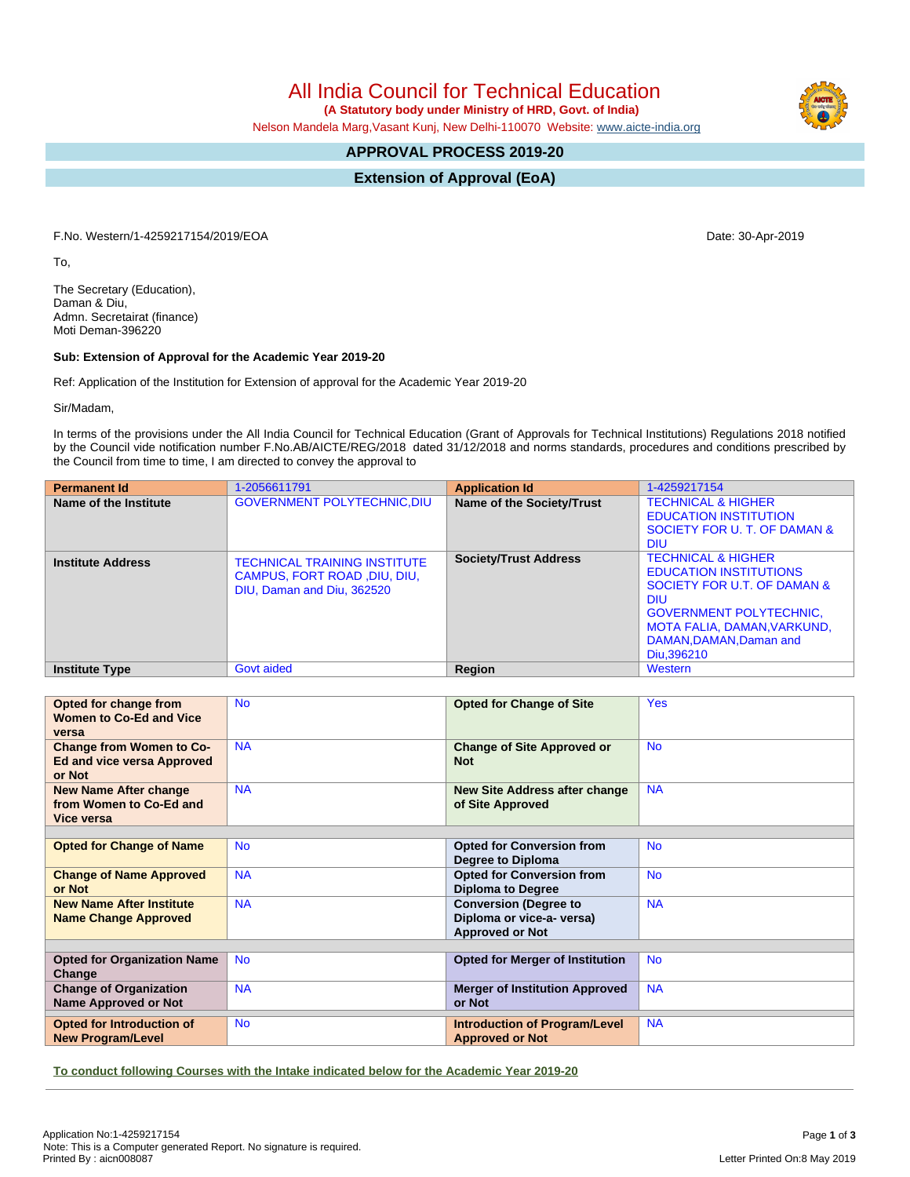# All India Council for Technical Education

**(A Statutory body under Ministry of HRD, Govt. of India)**

Nelson Mandela Marg,Vasant Kunj, New Delhi-110070 Website: www.aicte-india.org

## APPROVAL PROCESS 2019-20

## Extension of Approval (EoA)

F.No. Western/1-4259217154/2019/EOA

Date: 30-Apr-2019

To,

The Secretary (Education),
Daman & Diu,
Admn. Secretairat (finance)
Moti Deman-396220

**Sub: Extension of Approval for the Academic Year 2019-20**

Ref: Application of the Institution for Extension of approval for the Academic Year 2019-20

Sir/Madam,

In terms of the provisions under the All India Council for Technical Education (Grant of Approvals for Technical Institutions) Regulations 2018 notified by the Council vide notification number F.No.AB/AICTE/REG/2018 dated 31/12/2018 and norms standards, procedures and conditions prescribed by the Council from time to time, I am directed to convey the approval to

| **Permanent Id** | 1-2056611791 | **Application Id** | 1-4259217154 |
|---|---|---|---|
| **Name of the Institute** | GOVERNMENT POLYTECHNIC,DIU | **Name of the Society/Trust** | TECHNICAL & HIGHER EDUCATION INSTITUTION SOCIETY FOR U. T. OF DAMAN & DIU |
| **Institute Address** | TECHNICAL TRAINING INSTITUTE CAMPUS, FORT ROAD ,DIU, DIU, DIU, Daman and Diu, 362520 | **Society/Trust Address** | TECHNICAL & HIGHER EDUCATION INSTITUTIONS SOCIETY FOR U.T. OF DAMAN & DIU GOVERNMENT POLYTECHNIC, MOTA FALIA, DAMAN,VARKUND, DAMAN,DAMAN,Daman and Diu,396210 |
| **Institute Type** | Govt aided | **Region** | Western |

| | | | |
|---|---|---|---|
| **Opted for change from Women to Co-Ed and Vice versa** | No | **Opted for Change of Site** | Yes |
| **Change from Women to Co-Ed and vice versa Approved or Not** | NA | **Change of Site Approved or Not** | No |
| **New Name After change from Women to Co-Ed and Vice versa** | NA | **New Site Address after change of Site Approved** | NA |
| | | | |
| **Opted for Change of Name** | No | **Opted for Conversion from Degree to Diploma** | No |
| **Change of Name Approved or Not** | NA | **Opted for Conversion from Diploma to Degree** | No |
| **New Name After Institute Name Change Approved** | NA | **Conversion (Degree to Diploma or vice-a- versa) Approved or Not** | NA |
| | | | |
| **Opted for Organization Name Change** | No | **Opted for Merger of Institution** | No |
| **Change of Organization Name Approved or Not** | NA | **Merger of Institution Approved or Not** | NA |
| **Opted for Introduction of New Program/Level** | No | **Introduction of Program/Level Approved or Not** | NA |

**To conduct following Courses with the Intake indicated below for the Academic Year 2019-20**

Application No:1-4259217154
Note: This is a Computer generated Report. No signature is required.
Printed By : aicn008087

Letter Printed On:8 May 2019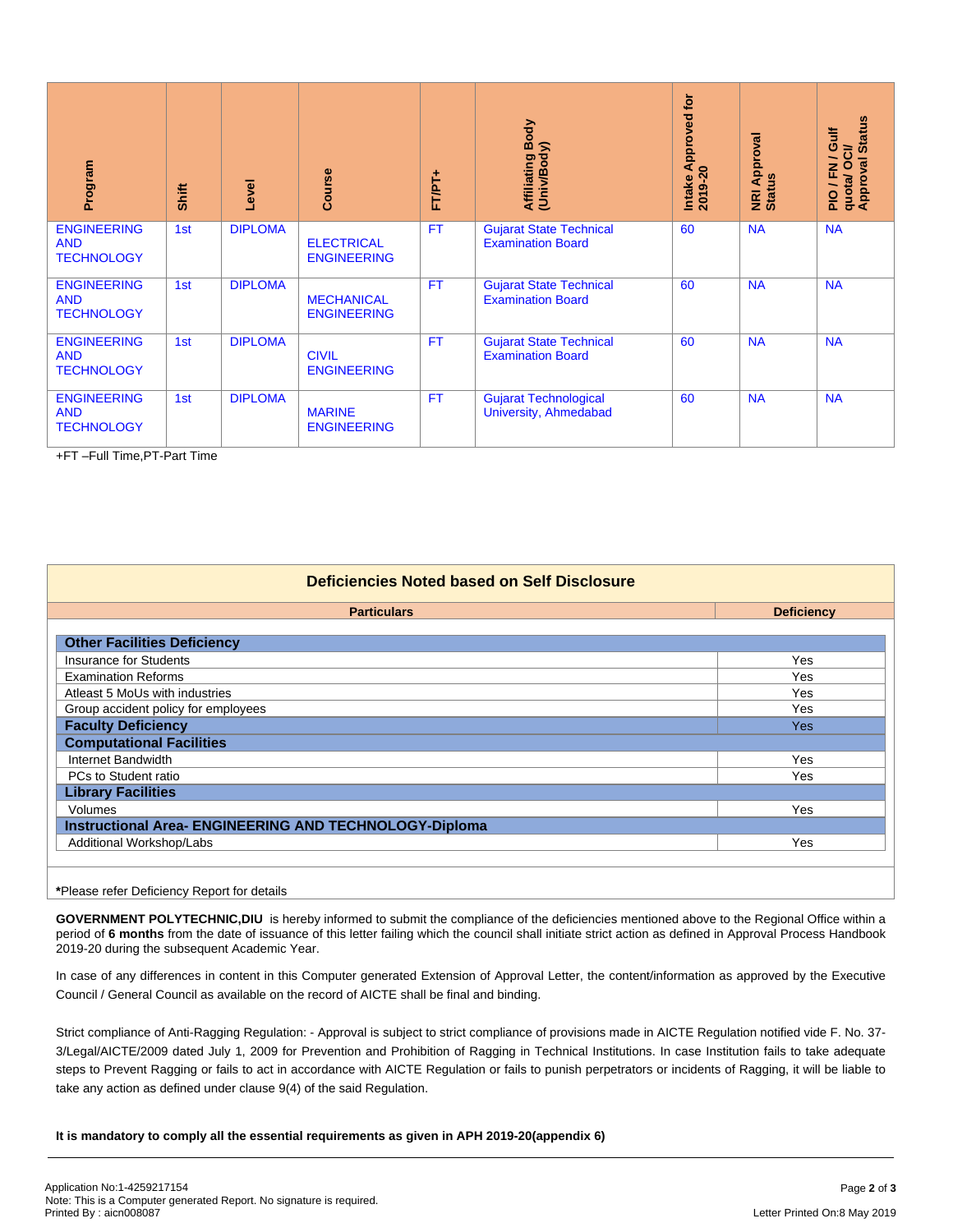| Program | Shift | Level | Course | FT/PT+ | Affiliating Body (Univ/Body) | Intake Approved for 2019-20 | NRI Approval Status | PIO / FN / Gulf quota/ OCI/ Approval Status |
|---|---|---|---|---|---|---|---|---|
| ENGINEERING AND TECHNOLOGY | 1st | DIPLOMA | ELECTRICAL ENGINEERING | FT | Gujarat State Technical Examination Board | 60 | NA | NA |
| ENGINEERING AND TECHNOLOGY | 1st | DIPLOMA | MECHANICAL ENGINEERING | FT | Gujarat State Technical Examination Board | 60 | NA | NA |
| ENGINEERING AND TECHNOLOGY | 1st | DIPLOMA | CIVIL ENGINEERING | FT | Gujarat State Technical Examination Board | 60 | NA | NA |
| ENGINEERING AND TECHNOLOGY | 1st | DIPLOMA | MARINE ENGINEERING | FT | Gujarat Technological University, Ahmedabad | 60 | NA | NA |

+FT –Full Time,PT-Part Time

## Deficiencies Noted based on Self Disclosure

| Particulars | Deficiency |
|---|---|
| **Other Facilities Deficiency** | |
| Insurance for Students | Yes |
| Examination Reforms | Yes |
| Atleast 5 MoUs with industries | Yes |
| Group accident policy for employees | Yes |
| **Faculty Deficiency** | Yes |
| **Computational Facilities** | |
| Internet Bandwidth | Yes |
| PCs to Student ratio | Yes |
| **Library Facilities** | |
| Volumes | Yes |
| **Instructional Area- ENGINEERING AND TECHNOLOGY-Diploma** | |
| Additional Workshop/Labs | Yes |

*Please refer Deficiency Report for details

**GOVERNMENT POLYTECHNIC,DIU** is hereby informed to submit the compliance of the deficiencies mentioned above to the Regional Office within a period of **6 months** from the date of issuance of this letter failing which the council shall initiate strict action as defined in Approval Process Handbook 2019-20 during the subsequent Academic Year.

In case of any differences in content in this Computer generated Extension of Approval Letter, the content/information as approved by the Executive Council / General Council as available on the record of AICTE shall be final and binding.

Strict compliance of Anti-Ragging Regulation: - Approval is subject to strict compliance of provisions made in AICTE Regulation notified vide F. No. 37-3/Legal/AICTE/2009 dated July 1, 2009 for Prevention and Prohibition of Ragging in Technical Institutions. In case Institution fails to take adequate steps to Prevent Ragging or fails to act in accordance with AICTE Regulation or fails to punish perpetrators or incidents of Ragging, it will be liable to take any action as defined under clause 9(4) of the said Regulation.

**It is mandatory to comply all the essential requirements as given in APH 2019-20(appendix 6)**

Application No:1-4259217154
Note: This is a Computer generated Report. No signature is required.
Printed By : aicn008087

Letter Printed On:8 May 2019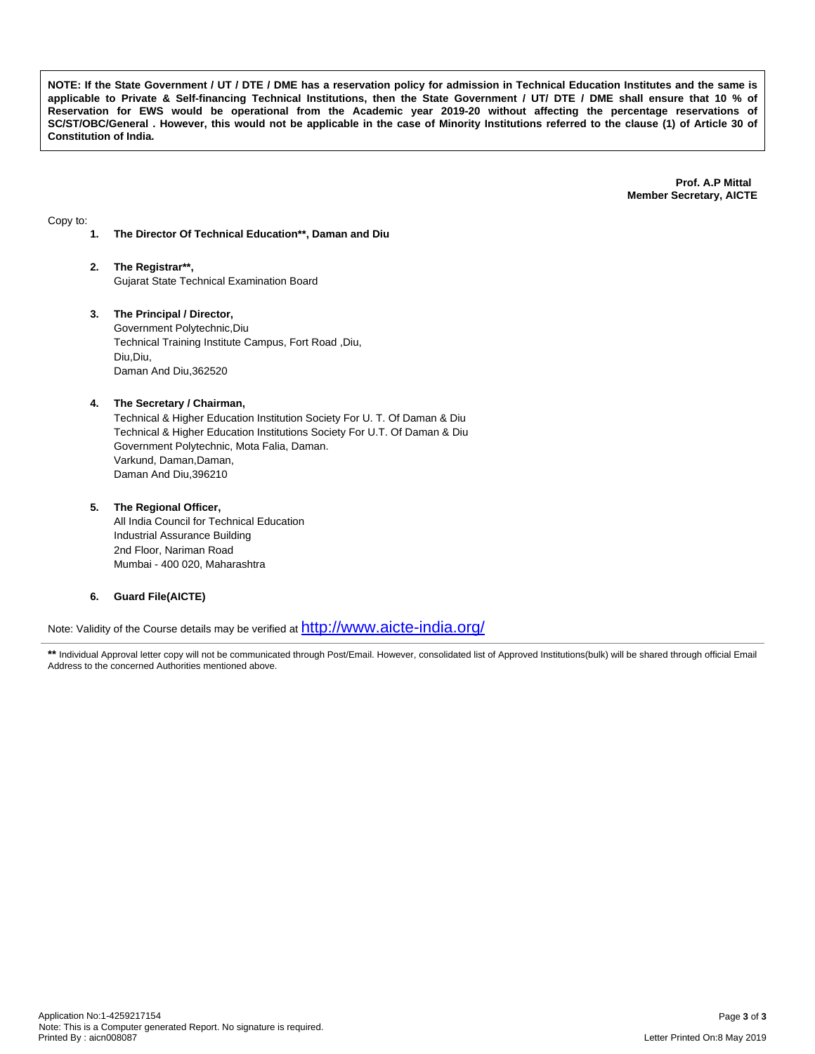**NOTE: If the State Government / UT / DTE / DME has a reservation policy for admission in Technical Education Institutes and the same is applicable to Private & Self-financing Technical Institutions, then the State Government / UT/ DTE / DME shall ensure that 10 % of Reservation for EWS would be operational from the Academic year 2019-20 without affecting the percentage reservations of SC/ST/OBC/General . However, this would not be applicable in the case of Minority Institutions referred to the clause (1) of Article 30 of Constitution of India.**

**Prof. A.P Mittal**
**Member Secretary, AICTE**

Copy to:

1. **The Director Of Technical Education\*\*, Daman and Diu**

2. **The Registrar\*\*,**
   Gujarat State Technical Examination Board

3. **The Principal / Director,**
   Government Polytechnic,Diu
   Technical Training Institute Campus, Fort Road ,Diu,
   Diu,Diu,
   Daman And Diu,362520

4. **The Secretary / Chairman,**
   Technical & Higher Education Institution Society For U. T. Of Daman & Diu
   Technical & Higher Education Institutions Society For U.T. Of Daman & Diu
   Government Polytechnic, Mota Falia, Daman.
   Varkund, Daman,Daman,
   Daman And Diu,396210

5. **The Regional Officer,**
   All India Council for Technical Education
   Industrial Assurance Building
   2nd Floor, Nariman Road
   Mumbai - 400 020, Maharashtra

6. **Guard File(AICTE)**

Note: Validity of the Course details may be verified at http://www.aicte-india.org/

---

**\*\*** Individual Approval letter copy will not be communicated through Post/Email. However, consolidated list of Approved Institutions(bulk) will be shared through official Email Address to the concerned Authorities mentioned above.

Application No:1-4259217154
Note: This is a Computer generated Report. No signature is required.
Printed By : aicn008087

Letter Printed On:8 May 2019